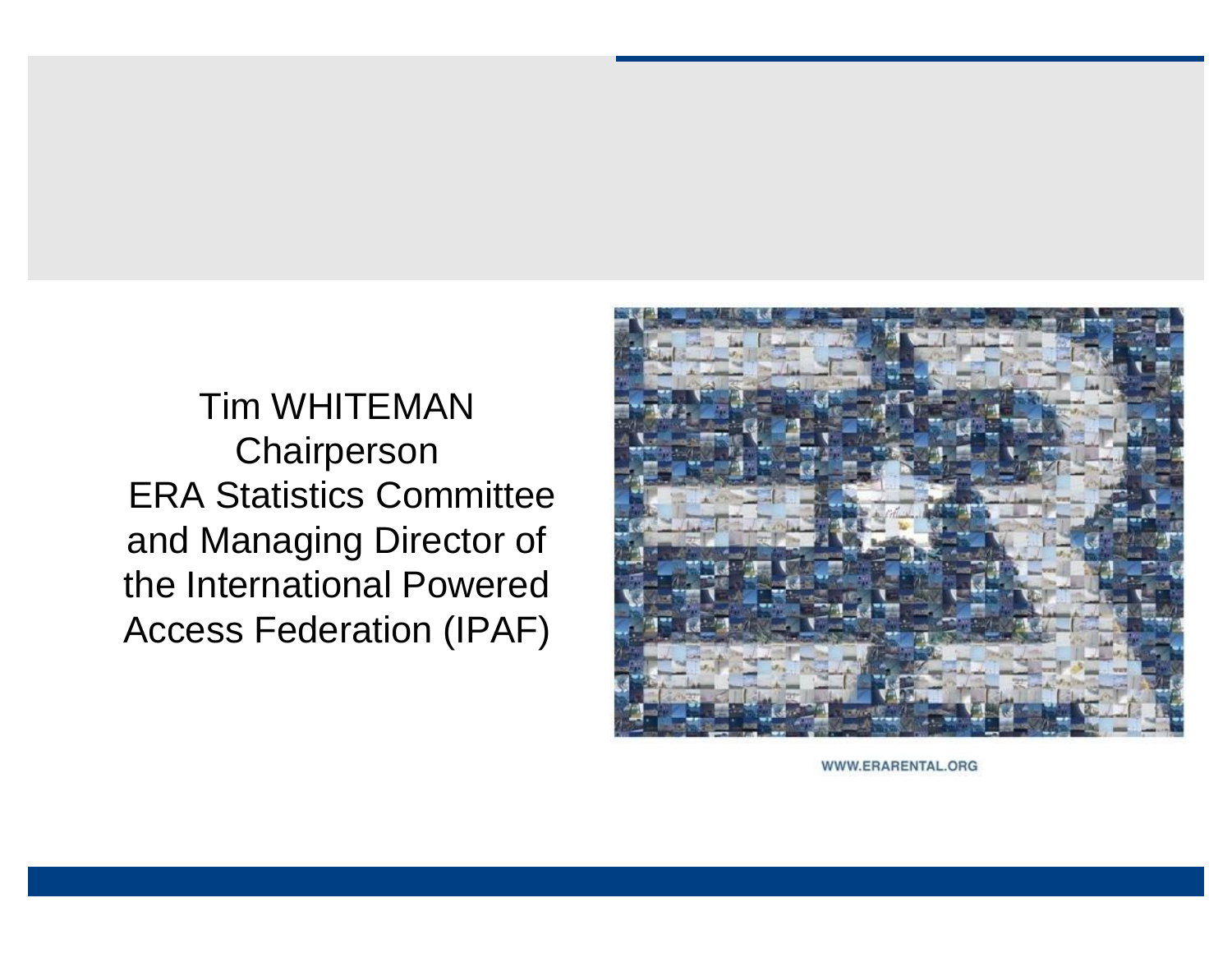Tim WHITEMAN
Chairperson
ERA Statistics Committee
and Managing Director of
the International Powered
Access Federation (IPAF)

WWW.ERARENTAL.ORG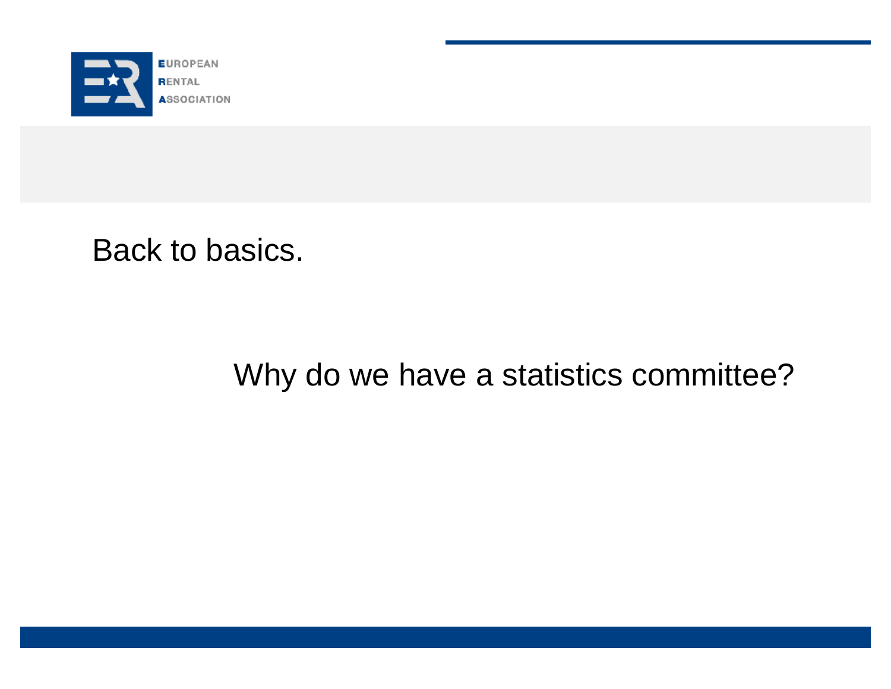Back to basics.

Why do we have a statistics committee?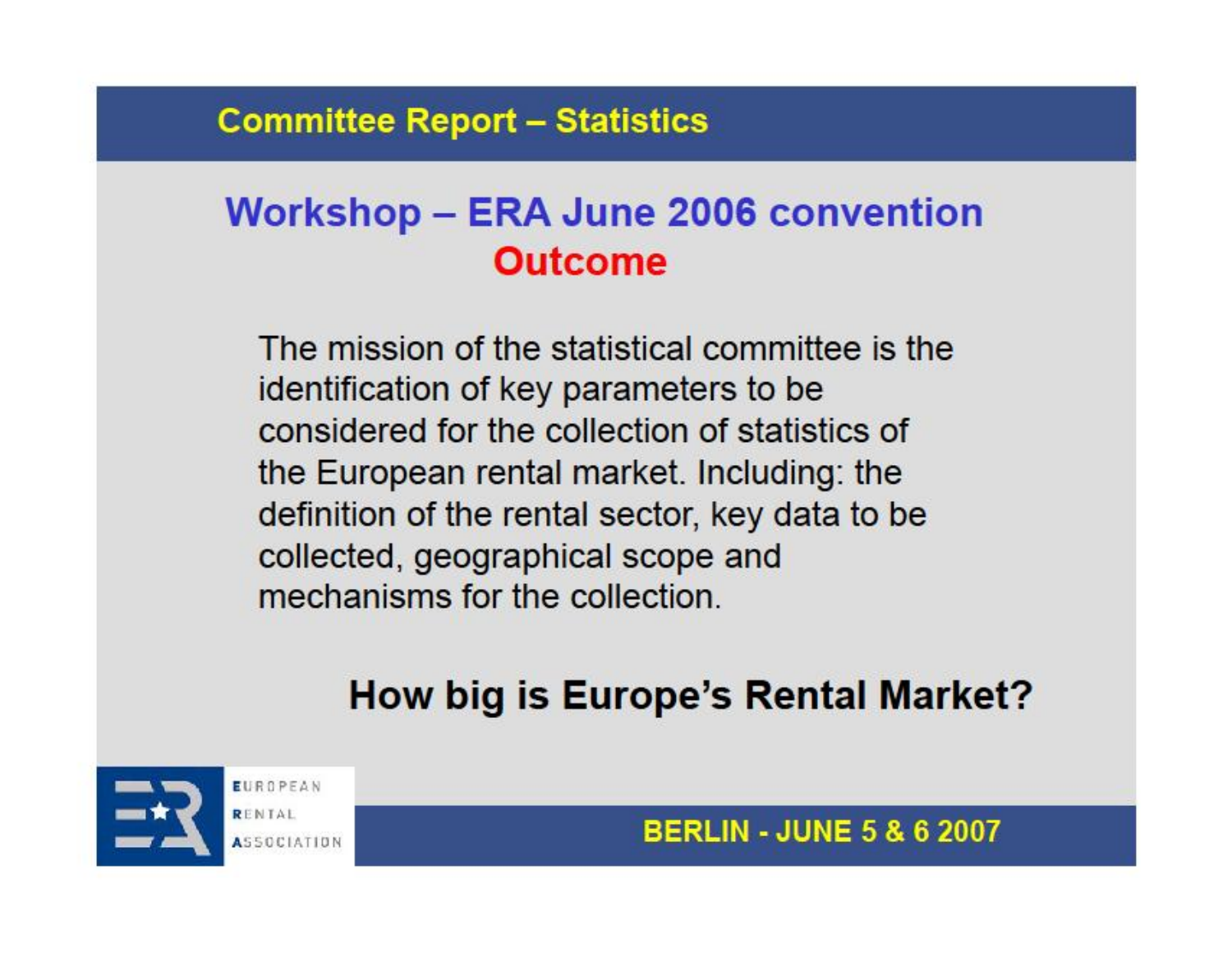## Committee Report – Statistics

### Workshop – ERA June 2006 convention
### Outcome

The mission of the statistical committee is the identification of key parameters to be considered for the collection of statistics of the European rental market. Including: the definition of the rental sector, key data to be collected, geographical scope and mechanisms for the collection.

**How big is Europe's Rental Market?**

EUROPEAN RENTAL ASSOCIATION

BERLIN - JUNE 5 & 6 2007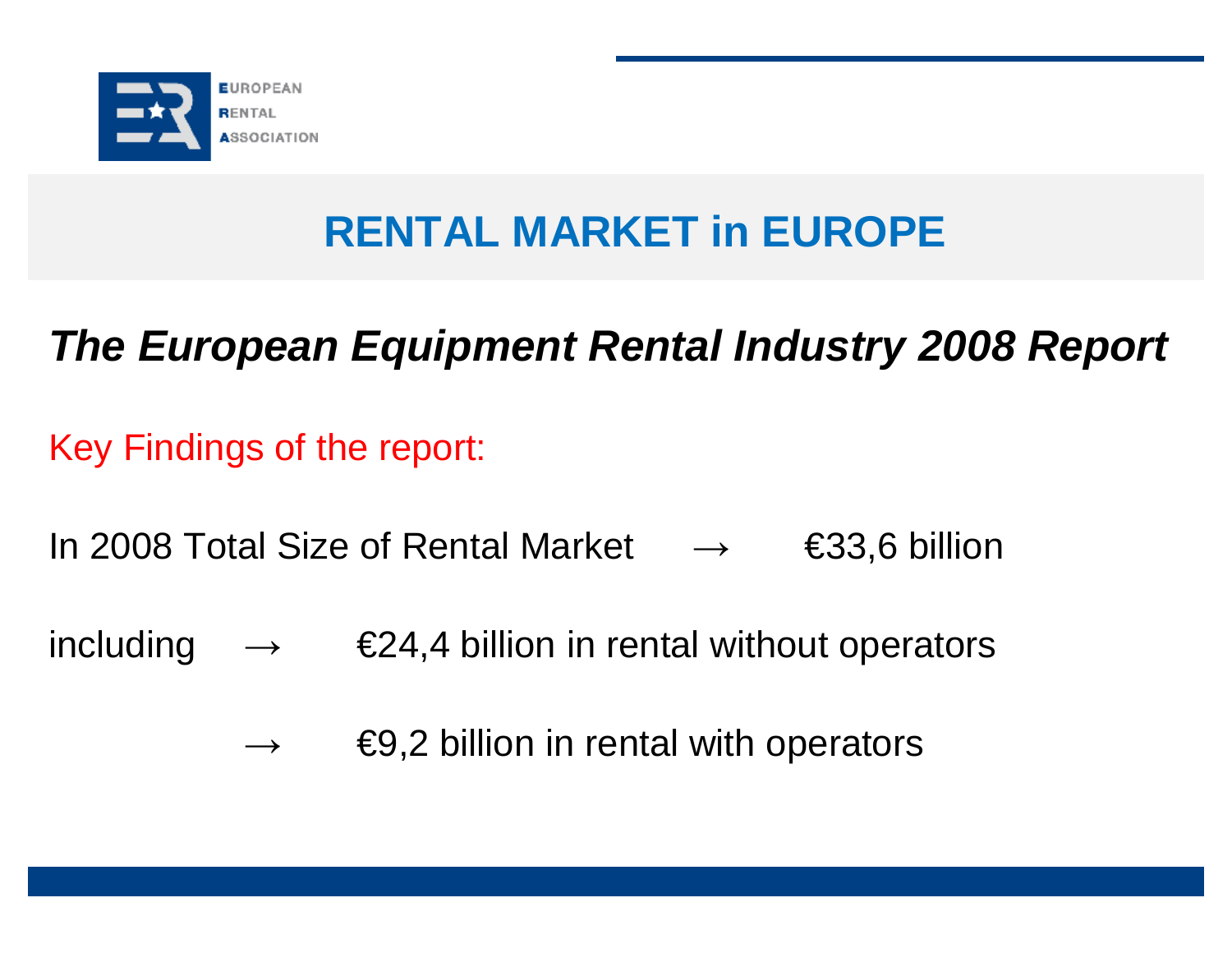# RENTAL MARKET in EUROPE

## *The European Equipment Rental Industry 2008 Report*

Key Findings of the report:

In 2008 Total Size of Rental Market → €33,6 billion

including → €24,4 billion in rental without operators

→ €9,2 billion in rental with operators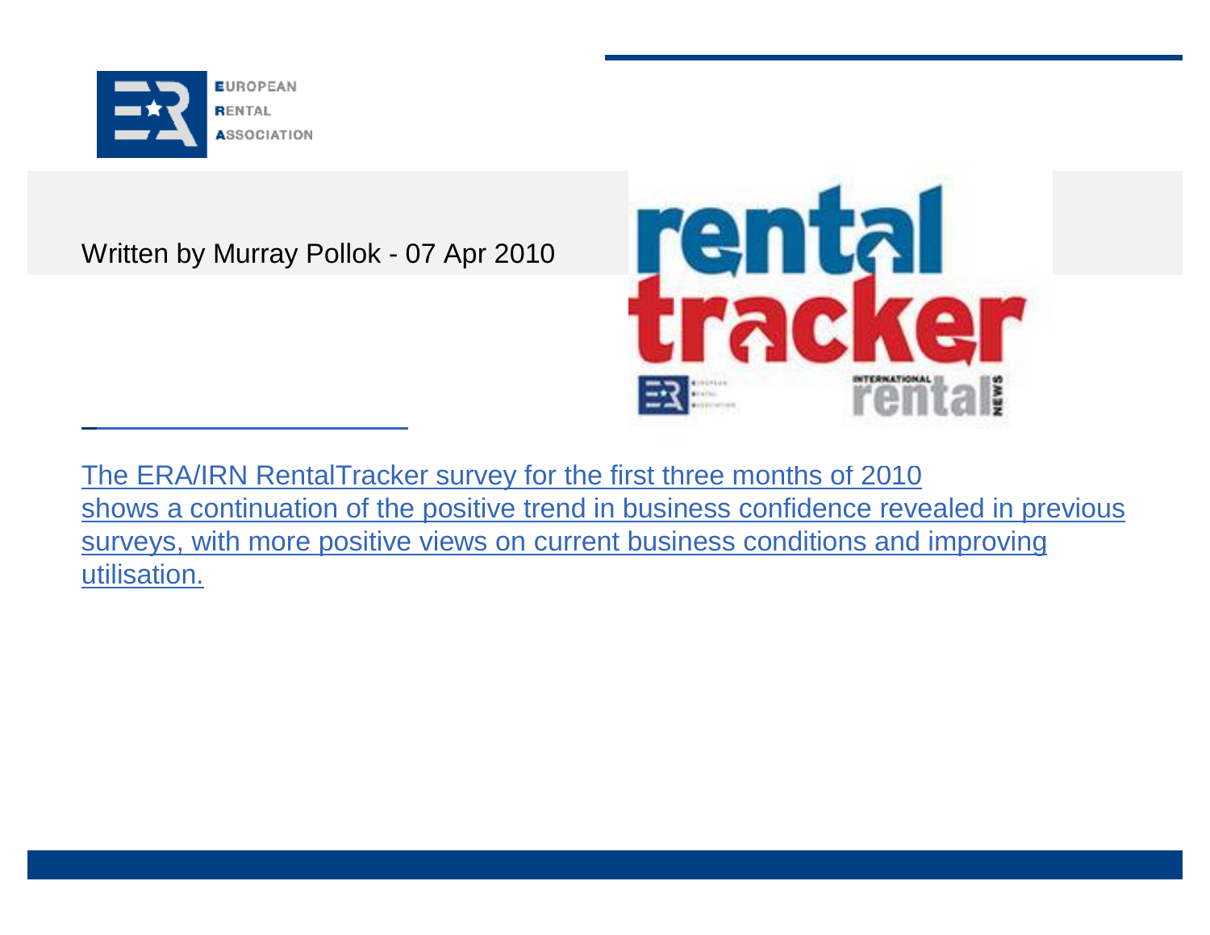Written by Murray Pollok - 07 Apr 2010

The ERA/IRN RentalTracker survey for the first three months of 2010 shows a continuation of the positive trend in business confidence revealed in previous surveys, with more positive views on current business conditions and improving utilisation.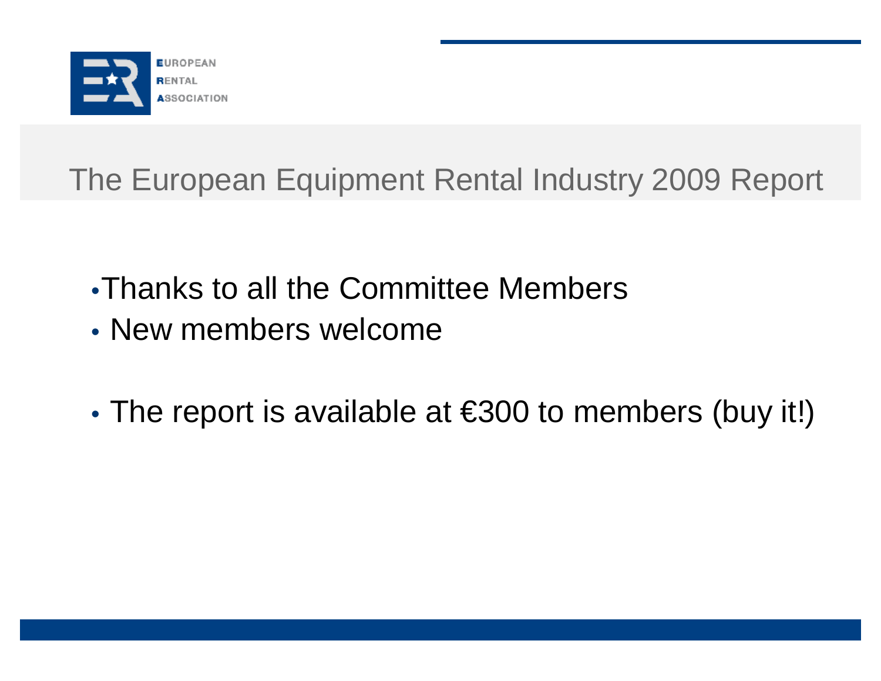## The European Equipment Rental Industry 2009 Report

- Thanks to all the Committee Members
- New members welcome

- The report is available at €300 to members (buy it!)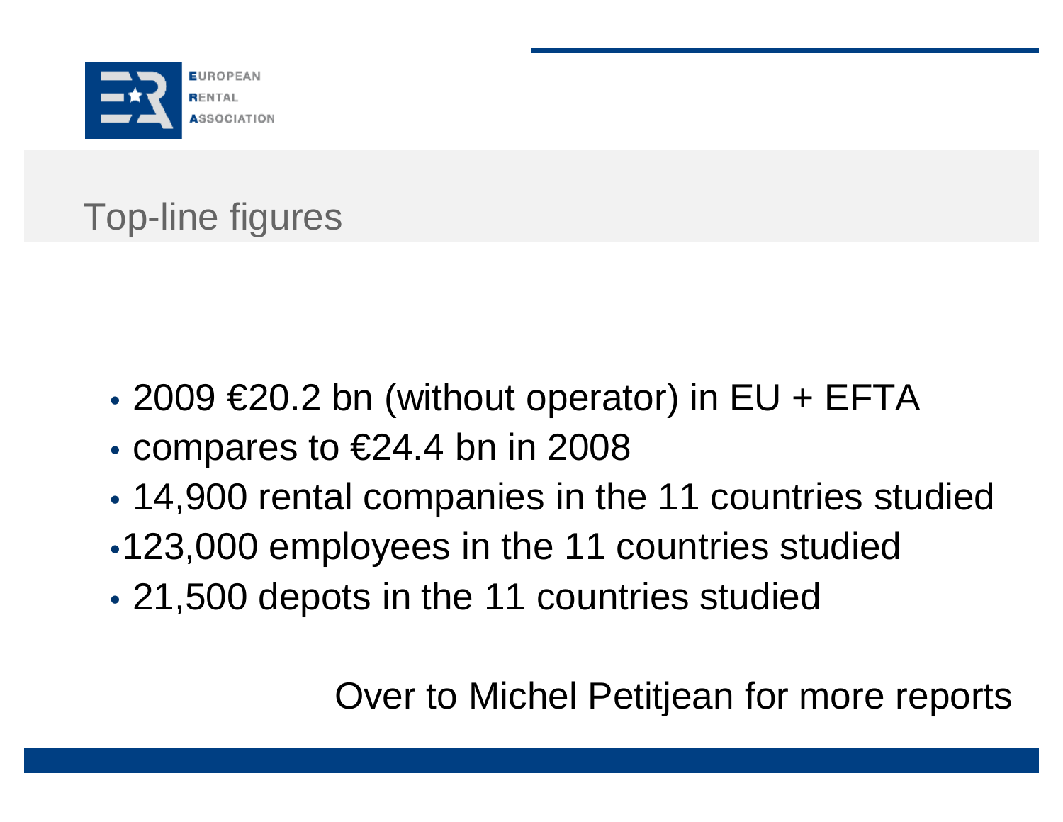EUROPEAN RENTAL ASSOCIATION

## Top-line figures

- 2009 €20.2 bn (without operator) in EU + EFTA
- compares to €24.4 bn in 2008
- 14,900 rental companies in the 11 countries studied
- 123,000 employees in the 11 countries studied
- 21,500 depots in the 11 countries studied

Over to Michel Petitjean for more reports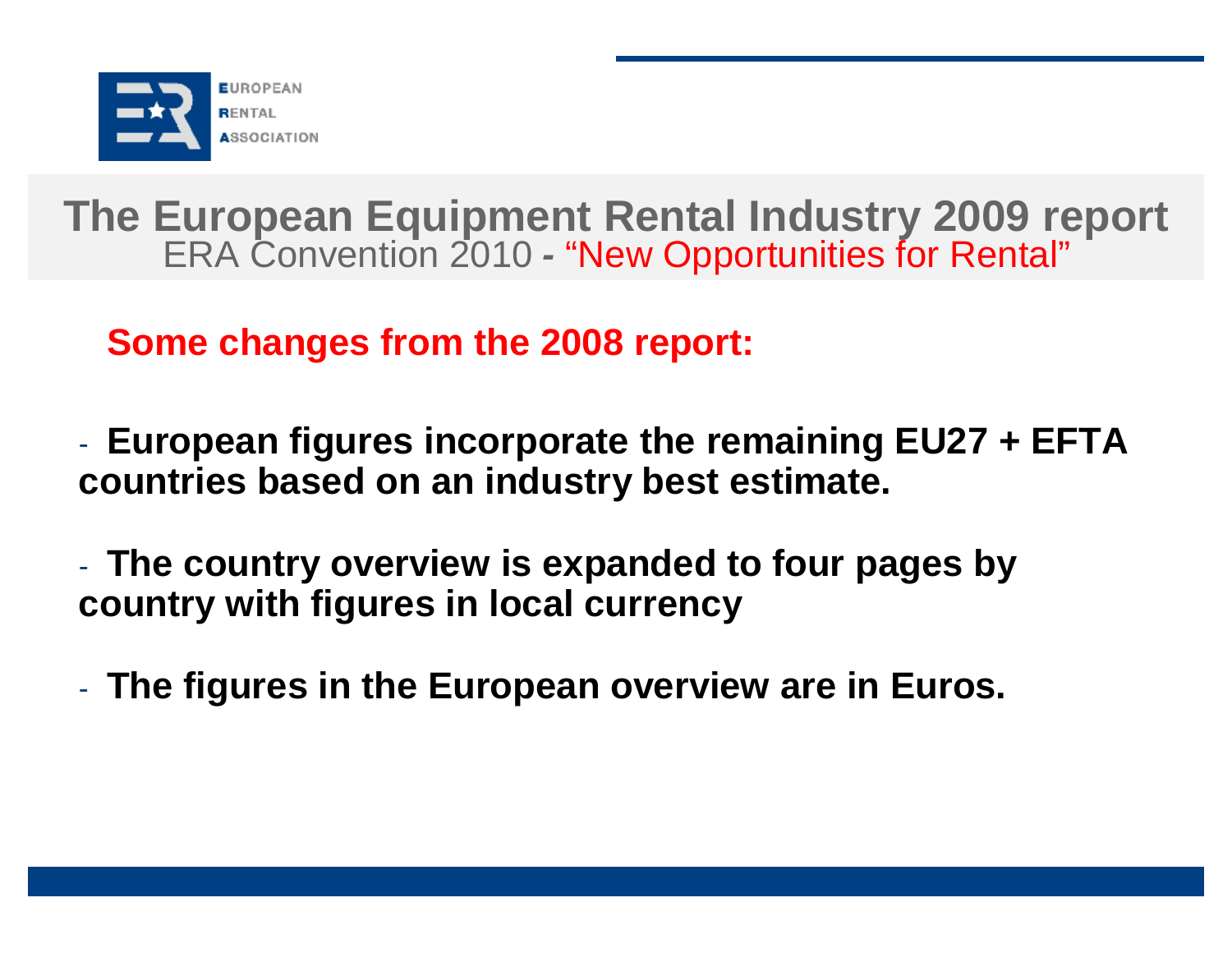EUROPEAN
RENTAL
ASSOCIATION

# The European Equipment Rental Industry 2009 report

ERA Convention 2010 - "New Opportunities for Rental"

## Some changes from the 2008 report:

- **European figures incorporate the remaining EU27 + EFTA countries based on an industry best estimate.**

- **The country overview is expanded to four pages by country with figures in local currency**

- **The figures in the European overview are in Euros.**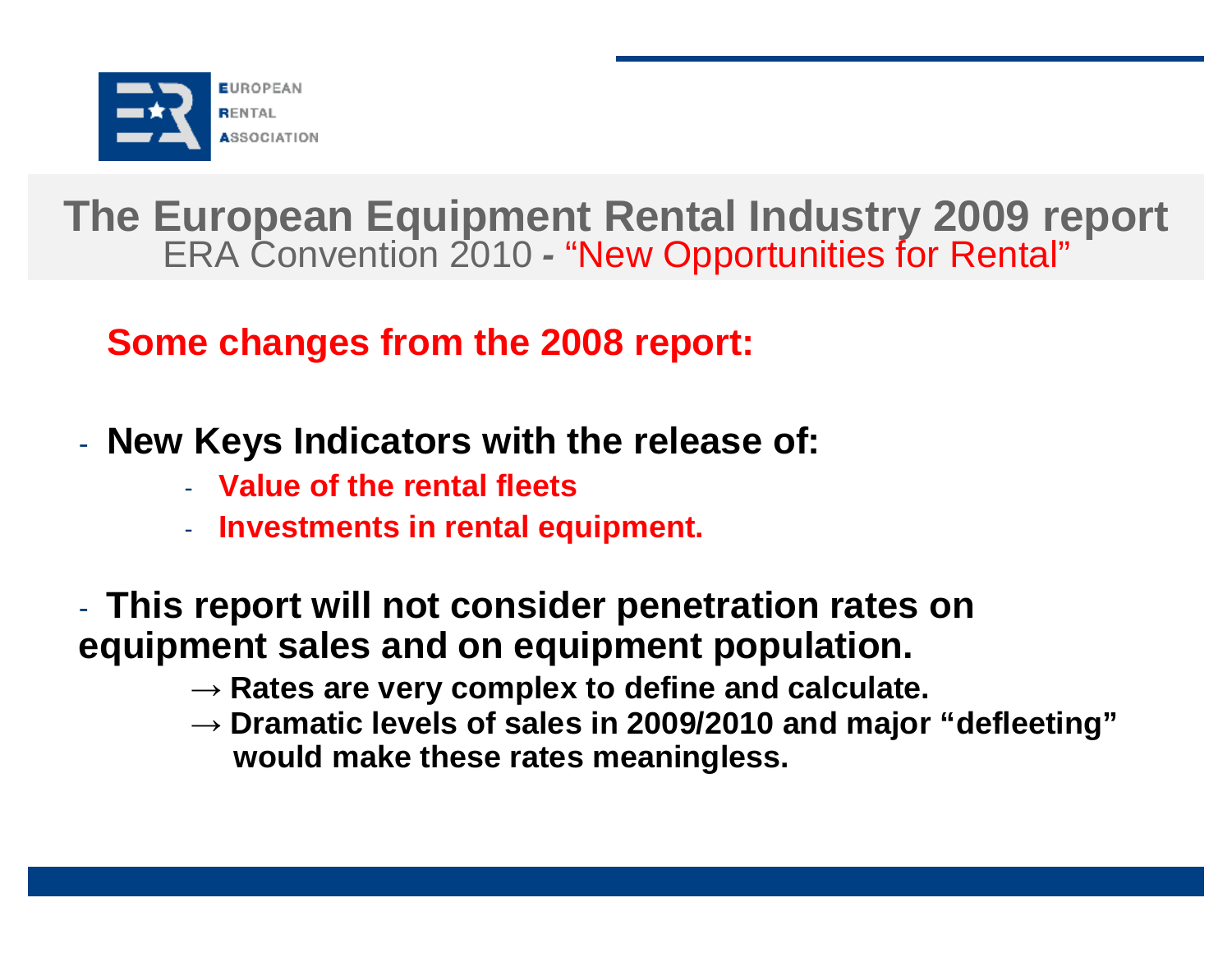EUROPEAN RENTAL ASSOCIATION

# The European Equipment Rental Industry 2009 report

ERA Convention 2010 - "New Opportunities for Rental"

## Some changes from the 2008 report:

- **New Keys Indicators with the release of:**
  - **Value of the rental fleets**
  - **Investments in rental equipment.**

- **This report will not consider penetration rates on equipment sales and on equipment population.**
  - → **Rates are very complex to define and calculate.**
  - → **Dramatic levels of sales in 2009/2010 and major "defleeting" would make these rates meaningless.**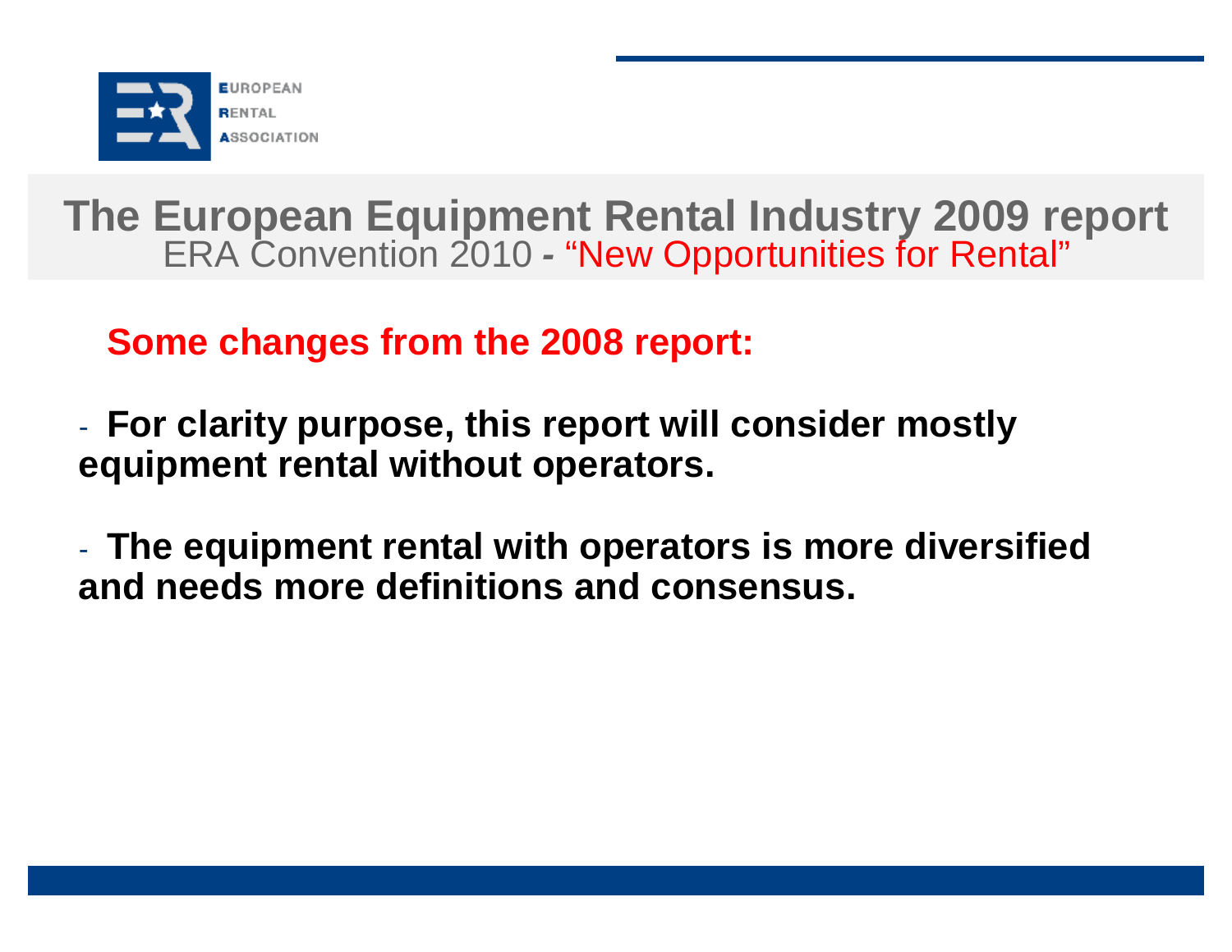EUROPEAN
RENTAL
ASSOCIATION

# The European Equipment Rental Industry 2009 report

ERA Convention 2010 - "New Opportunities for Rental"

## Some changes from the 2008 report:

- **For clarity purpose, this report will consider mostly equipment rental without operators.**

- **The equipment rental with operators is more diversified and needs more definitions and consensus.**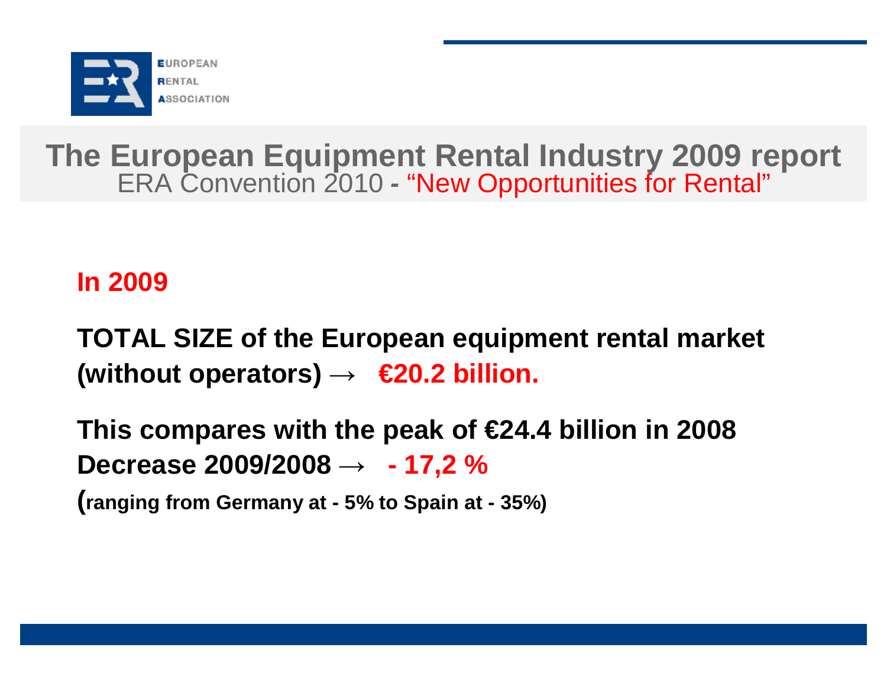# The European Equipment Rental Industry 2009 report

ERA Convention 2010 - "New Opportunities for Rental"

**In 2009**

**TOTAL SIZE of the European equipment rental market (without operators) → €20.2 billion.**

**This compares with the peak of €24.4 billion in 2008**

**Decrease 2009/2008 → - 17,2 %**

**(ranging from Germany at - 5% to Spain at - 35%)**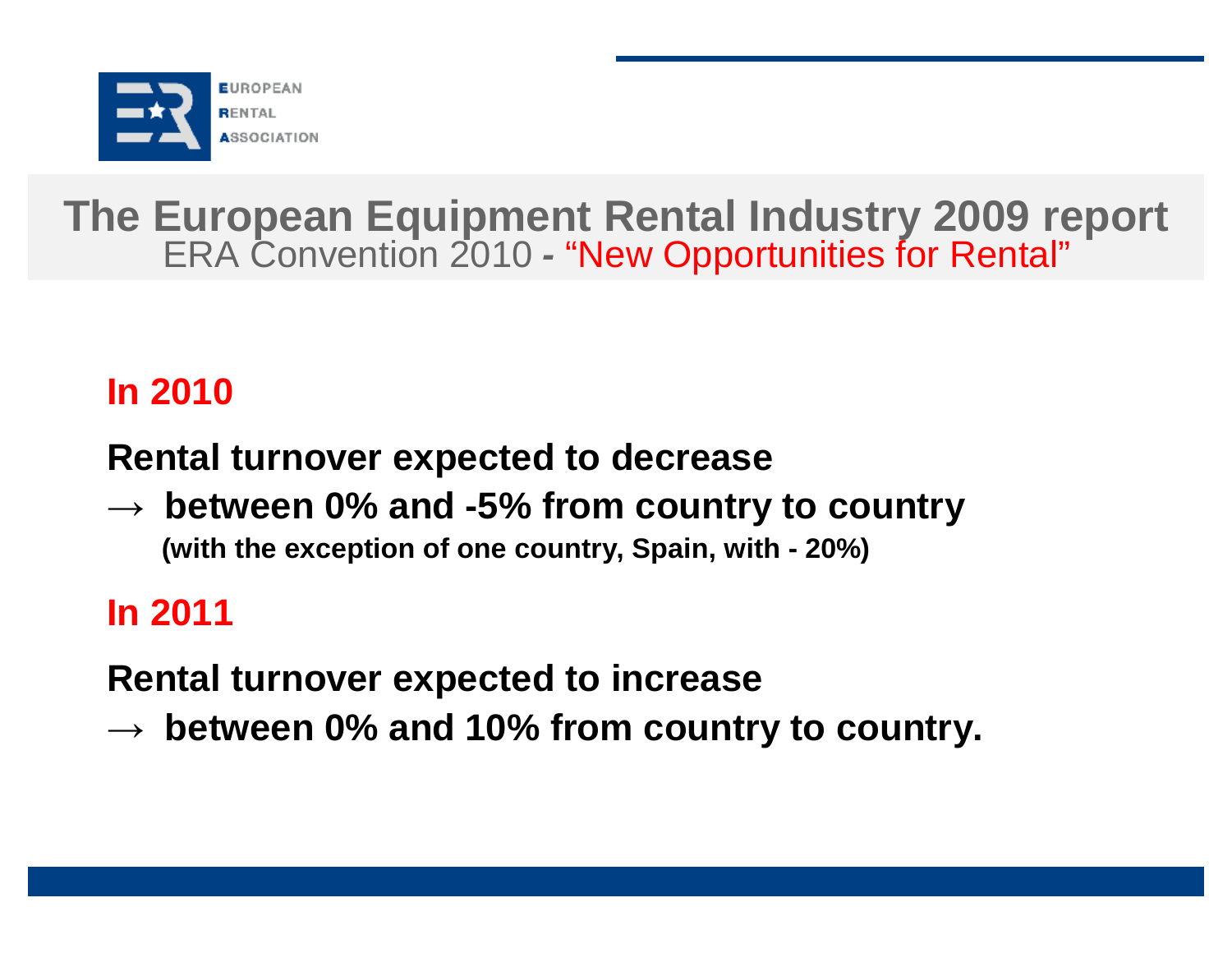# The European Equipment Rental Industry 2009 report

ERA Convention 2010 - "New Opportunities for Rental"

## In 2010

**Rental turnover expected to decrease**

**→ between 0% and -5% from country to country**

**(with the exception of one country, Spain, with - 20%)**

## In 2011

**Rental turnover expected to increase**

**→ between 0% and 10% from country to country.**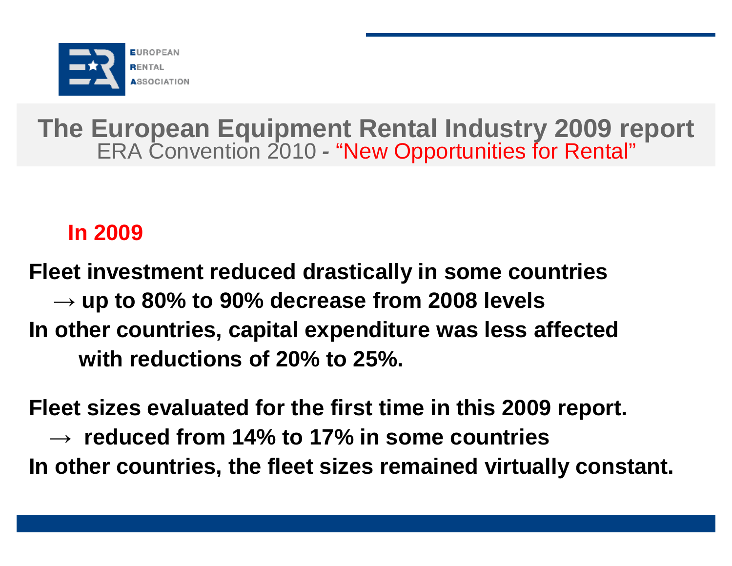EUROPEAN RENTAL ASSOCIATION

# The European Equipment Rental Industry 2009 report

ERA Convention 2010 - "New Opportunities for Rental"

## In 2009

**Fleet investment reduced drastically in some countries**

**→ up to 80% to 90% decrease from 2008 levels**

**In other countries, capital expenditure was less affected with reductions of 20% to 25%.**

**Fleet sizes evaluated for the first time in this 2009 report.**

**→ reduced from 14% to 17% in some countries**

**In other countries, the fleet sizes remained virtually constant.**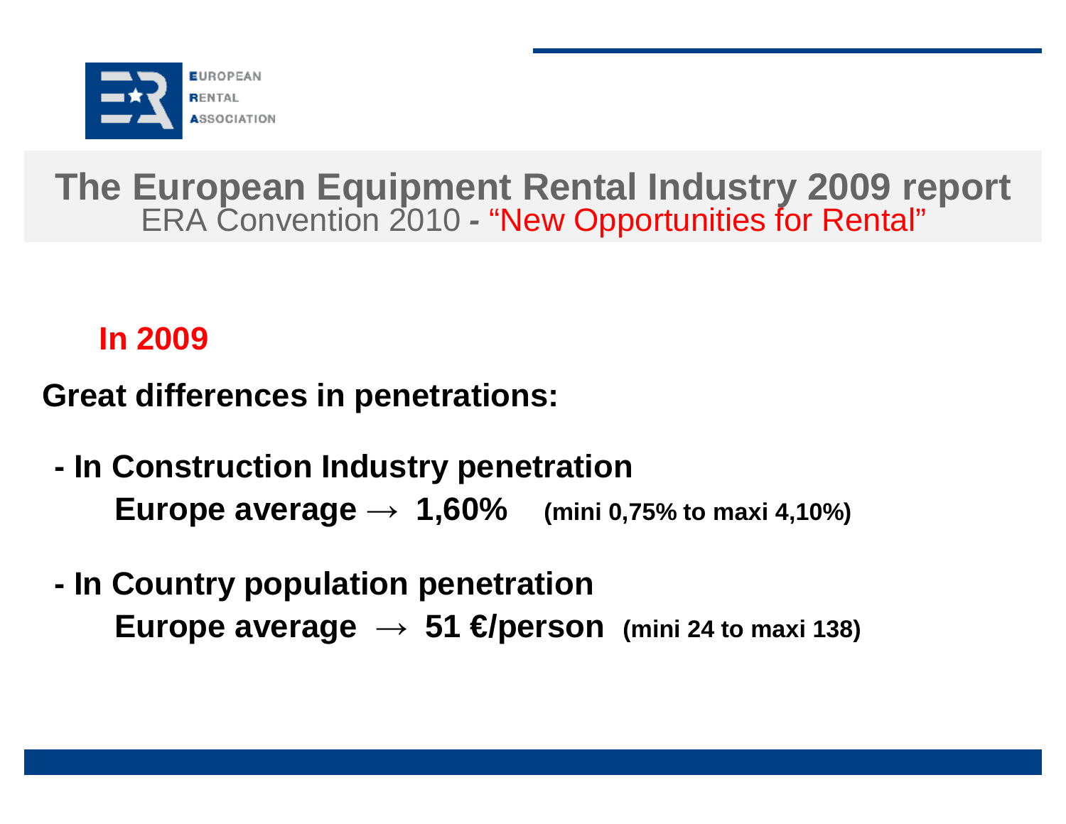EUROPEAN
RENTAL
ASSOCIATION

# The European Equipment Rental Industry 2009 report

ERA Convention 2010 - "New Opportunities for Rental"

**In 2009**

**Great differences in penetrations:**

**- In Construction Industry penetration**

**Europe average → 1,60%** **(mini 0,75% to maxi 4,10%)**

**- In Country population penetration**

**Europe average → 51 €/person** **(mini 24 to maxi 138)**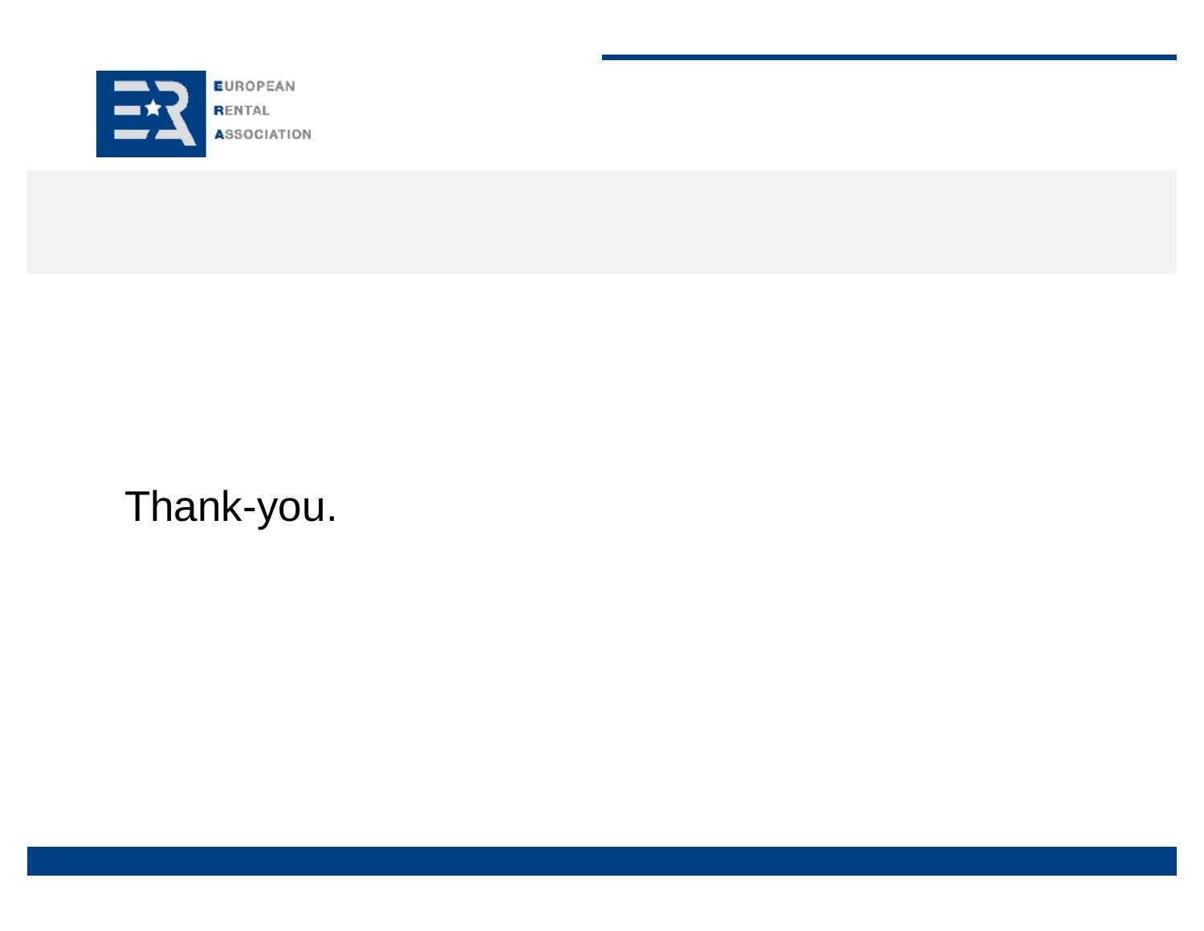Thank-you.